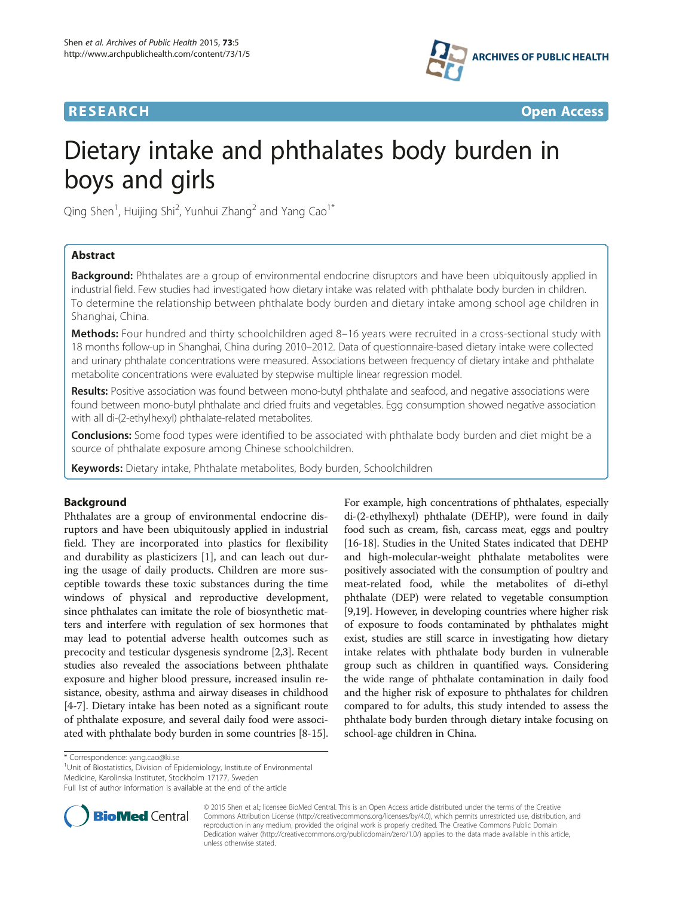**RESEARCH** **Open Access**

# Dietary intake and phthalates body burden in boys and girls

Qing Shen[1], Huijing Shi[2], Yunhui Zhang[2] and Yang Cao[1*]

## Abstract

**Background:** Phthalates are a group of environmental endocrine disruptors and have been ubiquitously applied in industrial field. Few studies had investigated how dietary intake was related with phthalate body burden in children. To determine the relationship between phthalate body burden and dietary intake among school age children in Shanghai, China.

**Methods:** Four hundred and thirty schoolchildren aged 8–16 years were recruited in a cross-sectional study with 18 months follow-up in Shanghai, China during 2010–2012. Data of questionnaire-based dietary intake were collected and urinary phthalate concentrations were measured. Associations between frequency of dietary intake and phthalate metabolite concentrations were evaluated by stepwise multiple linear regression model.

**Results:** Positive association was found between mono-butyl phthalate and seafood, and negative associations were found between mono-butyl phthalate and dried fruits and vegetables. Egg consumption showed negative association with all di-(2-ethylhexyl) phthalate-related metabolites.

**Conclusions:** Some food types were identified to be associated with phthalate body burden and diet might be a source of phthalate exposure among Chinese schoolchildren.

**Keywords:** Dietary intake, Phthalate metabolites, Body burden, Schoolchildren

## Background

Phthalates are a group of environmental endocrine disruptors and have been ubiquitously applied in industrial field. They are incorporated into plastics for flexibility and durability as plasticizers [1], and can leach out during the usage of daily products. Children are more susceptible towards these toxic substances during the time windows of physical and reproductive development, since phthalates can imitate the role of biosynthetic matters and interfere with regulation of sex hormones that may lead to potential adverse health outcomes such as precocity and testicular dysgenesis syndrome [2,3]. Recent studies also revealed the associations between phthalate exposure and higher blood pressure, increased insulin resistance, obesity, asthma and airway diseases in childhood [4-7]. Dietary intake has been noted as a significant route of phthalate exposure, and several daily food were associated with phthalate body burden in some countries [8-15]. For example, high concentrations of phthalates, especially di-(2-ethylhexyl) phthalate (DEHP), were found in daily food such as cream, fish, carcass meat, eggs and poultry [16-18]. Studies in the United States indicated that DEHP and high-molecular-weight phthalate metabolites were positively associated with the consumption of poultry and meat-related food, while the metabolites of di-ethyl phthalate (DEP) were related to vegetable consumption [9,19]. However, in developing countries where higher risk of exposure to foods contaminated by phthalates might exist, studies are still scarce in investigating how dietary intake relates with phthalate body burden in vulnerable group such as children in quantified ways. Considering the wide range of phthalate contamination in daily food and the higher risk of exposure to phthalates for children compared to for adults, this study intended to assess the phthalate body burden through dietary intake focusing on school-age children in China.

\* Correspondence: yang.cao@ki.se
[1]Unit of Biostatistics, Division of Epidemiology, Institute of Environmental Medicine, Karolinska Institutet, Stockholm 17177, Sweden
Full list of author information is available at the end of the article

© 2015 Shen et al.; licensee BioMed Central. This is an Open Access article distributed under the terms of the Creative Commons Attribution License (http://creativecommons.org/licenses/by/4.0), which permits unrestricted use, distribution, and reproduction in any medium, provided the original work is properly credited. The Creative Commons Public Domain Dedication waiver (http://creativecommons.org/publicdomain/zero/1.0/) applies to the data made available in this article, unless otherwise stated.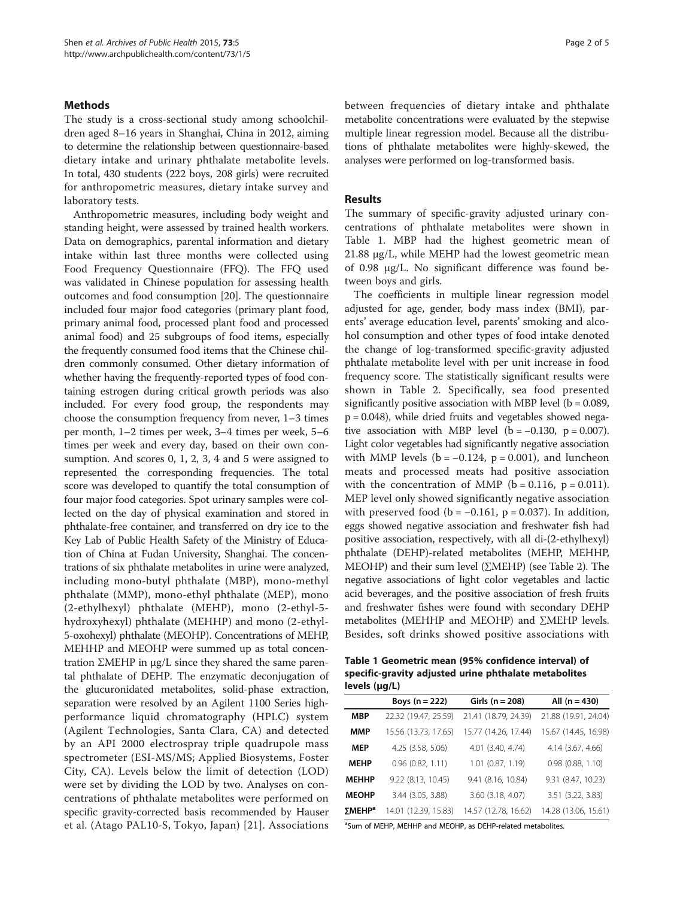## Methods

The study is a cross-sectional study among schoolchildren aged 8–16 years in Shanghai, China in 2012, aiming to determine the relationship between questionnaire-based dietary intake and urinary phthalate metabolite levels. In total, 430 students (222 boys, 208 girls) were recruited for anthropometric measures, dietary intake survey and laboratory tests.

Anthropometric measures, including body weight and standing height, were assessed by trained health workers. Data on demographics, parental information and dietary intake within last three months were collected using Food Frequency Questionnaire (FFQ). The FFQ used was validated in Chinese population for assessing health outcomes and food consumption [20]. The questionnaire included four major food categories (primary plant food, primary animal food, processed plant food and processed animal food) and 25 subgroups of food items, especially the frequently consumed food items that the Chinese children commonly consumed. Other dietary information of whether having the frequently-reported types of food containing estrogen during critical growth periods was also included. For every food group, the respondents may choose the consumption frequency from never, 1–3 times per month, 1–2 times per week, 3–4 times per week, 5–6 times per week and every day, based on their own consumption. And scores 0, 1, 2, 3, 4 and 5 were assigned to represented the corresponding frequencies. The total score was developed to quantify the total consumption of four major food categories. Spot urinary samples were collected on the day of physical examination and stored in phthalate-free container, and transferred on dry ice to the Key Lab of Public Health Safety of the Ministry of Education of China at Fudan University, Shanghai. The concentrations of six phthalate metabolites in urine were analyzed, including mono-butyl phthalate (MBP), mono-methyl phthalate (MMP), mono-ethyl phthalate (MEP), mono (2-ethylhexyl) phthalate (MEHP), mono (2-ethyl-5-hydroxyhexyl) phthalate (MEHHP) and mono (2-ethyl-5-oxohexyl) phthalate (MEOHP). Concentrations of MEHP, MEHHP and MEOHP were summed up as total concentration ∑MEHP in μg/L since they shared the same parental phthalate of DEHP. The enzymatic deconjugation of the glucuronidated metabolites, solid-phase extraction, separation were resolved by an Agilent 1100 Series high-performance liquid chromatography (HPLC) system (Agilent Technologies, Santa Clara, CA) and detected by an API 2000 electrospray triple quadrupole mass spectrometer (ESI-MS/MS; Applied Biosystems, Foster City, CA). Levels below the limit of detection (LOD) were set by dividing the LOD by two. Analyses on concentrations of phthalate metabolites were performed on specific gravity-corrected basis recommended by Hauser et al. (Atago PAL10-S, Tokyo, Japan) [21]. Associations between frequencies of dietary intake and phthalate metabolite concentrations were evaluated by the stepwise multiple linear regression model. Because all the distributions of phthalate metabolites were highly-skewed, the analyses were performed on log-transformed basis.

## Results

The summary of specific-gravity adjusted urinary concentrations of phthalate metabolites were shown in Table 1. MBP had the highest geometric mean of 21.88 μg/L, while MEHP had the lowest geometric mean of 0.98 μg/L. No significant difference was found between boys and girls.

The coefficients in multiple linear regression model adjusted for age, gender, body mass index (BMI), parents' average education level, parents' smoking and alcohol consumption and other types of food intake denoted the change of log-transformed specific-gravity adjusted phthalate metabolite level with per unit increase in food frequency score. The statistically significant results were shown in Table 2. Specifically, sea food presented significantly positive association with MBP level ($b = 0.089$, $p = 0.048$), while dried fruits and vegetables showed negative association with MBP level ($b = -0.130$, $p = 0.007$). Light color vegetables had significantly negative association with MMP levels ($b = -0.124$, $p = 0.001$), and luncheon meats and processed meats had positive association with the concentration of MMP ($b = 0.116$, $p = 0.011$). MEP level only showed significantly negative association with preserved food ($b = -0.161$, $p = 0.037$). In addition, eggs showed negative association and freshwater fish had positive association, respectively, with all di-(2-ethylhexyl) phthalate (DEHP)-related metabolites (MEHP, MEHHP, MEOHP) and their sum level (∑MEHP) (see Table 2). The negative associations of light color vegetables and lactic acid beverages, and the positive association of fresh fruits and freshwater fishes were found with secondary DEHP metabolites (MEHHP and MEOHP) and ∑MEHP levels. Besides, soft drinks showed positive associations with

**Table 1 Geometric mean (95% confidence interval) of specific-gravity adjusted urine phthalate metabolites levels (μg/L)**

| | Boys (n = 222) | Girls (n = 208) | All (n = 430) |
|---|---|---|---|
| **MBP** | 22.32 (19.47, 25.59) | 21.41 (18.79, 24.39) | 21.88 (19.91, 24.04) |
| **MMP** | 15.56 (13.73, 17.65) | 15.77 (14.26, 17.44) | 15.67 (14.45, 16.98) |
| **MEP** | 4.25 (3.58, 5.06) | 4.01 (3.40, 4.74) | 4.14 (3.67, 4.66) |
| **MEHP** | 0.96 (0.82, 1.11) | 1.01 (0.87, 1.19) | 0.98 (0.88, 1.10) |
| **MEHHP** | 9.22 (8.13, 10.45) | 9.41 (8.16, 10.84) | 9.31 (8.47, 10.23) |
| **MEOHP** | 3.44 (3.05, 3.88) | 3.60 (3.18, 4.07) | 3.51 (3.22, 3.83) |
| **∑MEHP[a]** | 14.01 (12.39, 15.83) | 14.57 (12.78, 16.62) | 14.28 (13.06, 15.61) |

[a]Sum of MEHP, MEHHP and MEOHP, as DEHP-related metabolites.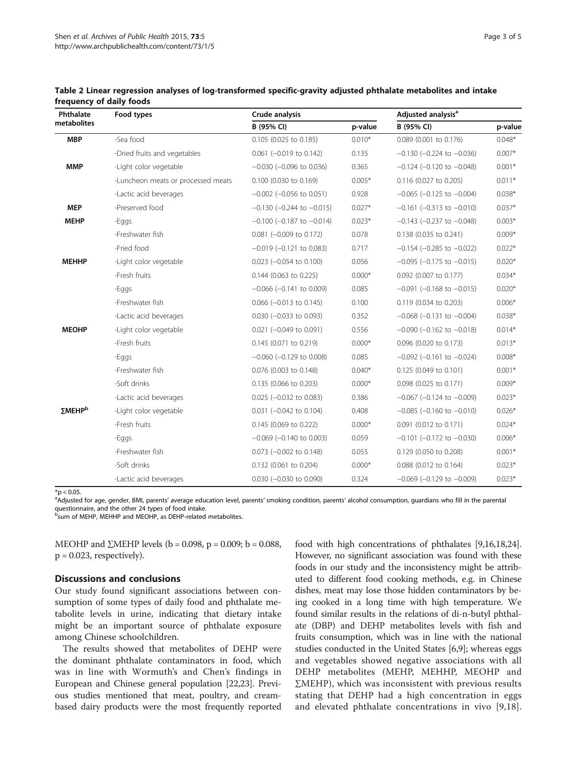**Table 2 Linear regression analyses of log-transformed specific-gravity adjusted phthalate metabolites and intake frequency of daily foods**

| Phthalate metabolites | Food types | Crude analysis | | Adjusted analysis[a] | |
|---|---|---|---|---|---|
| | | B (95% CI) | p-value | B (95% CI) | p-value |
| **MBP** | -Sea food | 0.105 (0.025 to 0.185) | 0.010* | 0.089 (0.001 to 0.176) | 0.048* |
| | -Dried fruits and vegetables | 0.061 (−0.019 to 0.142) | 0.135 | −0.130 (−0.224 to −0.036) | 0.007* |
| **MMP** | -Light color vegetable | −0.030 (−0.096 to 0.036) | 0.365 | −0.124 (−0.120 to −0.048) | 0.001* |
| | -Luncheon meats or processed meats | 0.100 (0.030 to 0.169) | 0.005* | 0.116 (0.027 to 0.205) | 0.011* |
| | -Lactic acid beverages | −0.002 (−0.056 to 0.051) | 0.928 | −0.065 (−0.125 to −0.004) | 0.038* |
| **MEP** | -Preserved food | −0.130 (−0.244 to −0.015) | 0.027* | −0.161 (−0.313 to −0.010) | 0.037* |
| **MEHP** | -Eggs | −0.100 (−0.187 to −0.014) | 0.023* | −0.143 (−0.237 to −0.048) | 0.003* |
| | -Freshwater fish | 0.081 (−0.009 to 0.172) | 0.078 | 0.138 (0.035 to 0.241) | 0.009* |
| | -Fried food | −0.019 (−0.121 to 0.083) | 0.717 | −0.154 (−0.285 to −0.022) | 0.022* |
| **MEHHP** | -Light color vegetable | 0.023 (−0.054 to 0.100) | 0.056 | −0.095 (−0.175 to −0.015) | 0.020* |
| | -Fresh fruits | 0.144 (0.063 to 0.225) | 0.000* | 0.092 (0.007 to 0.177) | 0.034* |
| | -Eggs | −0.066 (−0.141 to 0.009) | 0.085 | −0.091 (−0.168 to −0.015) | 0.020* |
| | -Freshwater fish | 0.066 (−0.013 to 0.145) | 0.100 | 0.119 (0.034 to 0.203) | 0.006* |
| | -Lactic acid beverages | 0.030 (−0.033 to 0.093) | 0.352 | −0.068 (−0.131 to −0.004) | 0.038* |
| **MEOHP** | -Light color vegetable | 0.021 (−0.049 to 0.091) | 0.556 | −0.090 (−0.162 to −0.018) | 0.014* |
| | -Fresh fruits | 0.145 (0.071 to 0.219) | 0.000* | 0.096 (0.020 to 0.173) | 0.013* |
| | -Eggs | −0.060 (−0.129 to 0.008) | 0.085 | −0.092 (−0.161 to −0.024) | 0.008* |
| | -Freshwater fish | 0.076 (0.003 to 0.148) | 0.040* | 0.125 (0.049 to 0.101) | 0.001* |
| | -Soft drinks | 0.135 (0.066 to 0.203) | 0.000* | 0.098 (0.025 to 0.171) | 0.009* |
| | -Lactic acid beverages | 0.025 (−0.032 to 0.083) | 0.386 | −0.067 (−0.124 to −0.009) | 0.023* |
| **ΣMEHP[b]** | -Light color vegetable | 0.031 (−0.042 to 0.104) | 0.408 | −0.085 (−0.160 to −0.010) | 0.026* |
| | -Fresh fruits | 0.145 (0.069 to 0.222) | 0.000* | 0.091 (0.012 to 0.171) | 0.024* |
| | -Eggs | −0.069 (−0.140 to 0.003) | 0.059 | −0.101 (−0.172 to −0.030) | 0.006* |
| | -Freshwater fish | 0.073 (−0.002 to 0.148) | 0.055 | 0.129 (0.050 to 0.208) | 0.001* |
| | -Soft drinks | 0.132 (0.061 to 0.204) | 0.000* | 0.088 (0.012 to 0.164) | 0.023* |
| | -Lactic acid beverages | 0.030 (−0.030 to 0.090) | 0.324 | −0.069 (−0.129 to −0.009) | 0.023* |

*$p < 0.05$.

[a]Adjusted for age, gender, BMI, parents' average education level, parents' smoking condition, parents' alcohol consumption, guardians who fill in the parental questionnaire, and the other 24 types of food intake.

[b]sum of MEHP, MEHHP and MEOHP, as DEHP-related metabolites.

MEOHP and ΣMEHP levels (b = 0.098, p = 0.009; b = 0.088, p = 0.023, respectively).

## Discussions and conclusions

Our study found significant associations between consumption of some types of daily food and phthalate metabolite levels in urine, indicating that dietary intake might be an important source of phthalate exposure among Chinese schoolchildren.

The results showed that metabolites of DEHP were the dominant phthalate contaminators in food, which was in line with Wormuth's and Chen's findings in European and Chinese general population [22,23]. Previous studies mentioned that meat, poultry, and cream-based dairy products were the most frequently reported food with high concentrations of phthalates [9,16,18,24]. However, no significant association was found with these foods in our study and the inconsistency might be attributed to different food cooking methods, e.g. in Chinese dishes, meat may lose those hidden contaminators by being cooked in a long time with high temperature. We found similar results in the relations of di-n-butyl phthalate (DBP) and DEHP metabolites levels with fish and fruits consumption, which was in line with the national studies conducted in the United States [6,9]; whereas eggs and vegetables showed negative associations with all DEHP metabolites (MEHP, MEHHP, MEOHP and ΣMEHP), which was inconsistent with previous results stating that DEHP had a high concentration in eggs and elevated phthalate concentrations in vivo [9,18].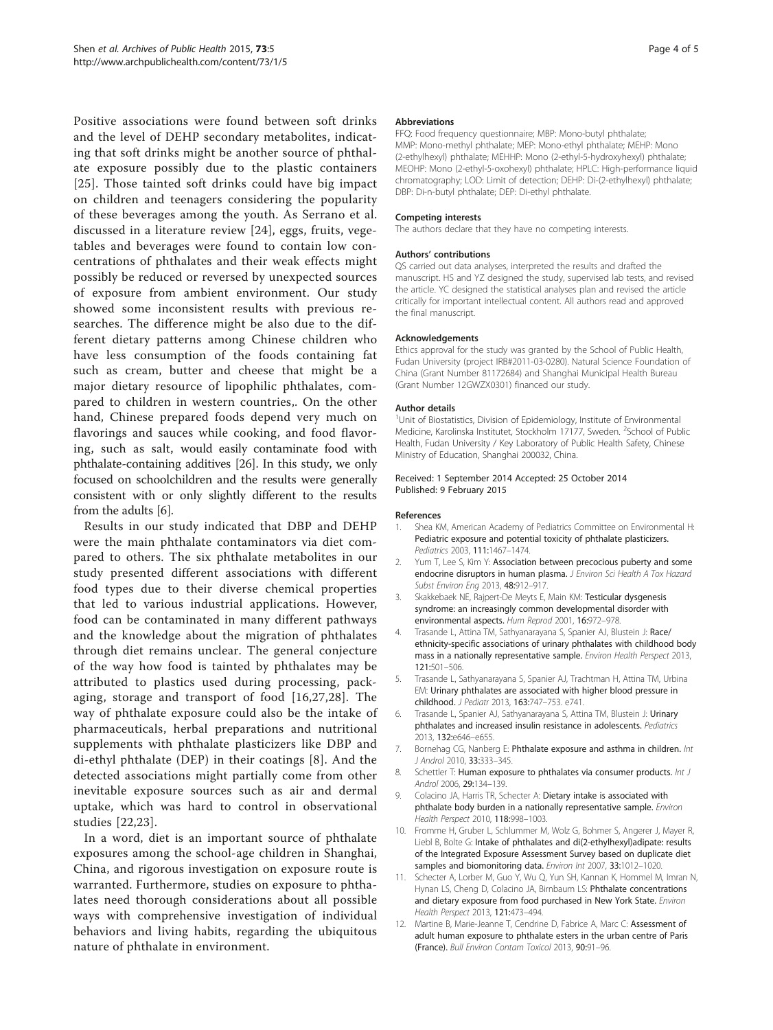Positive associations were found between soft drinks and the level of DEHP secondary metabolites, indicating that soft drinks might be another source of phthalate exposure possibly due to the plastic containers [25]. Those tainted soft drinks could have big impact on children and teenagers considering the popularity of these beverages among the youth. As Serrano et al. discussed in a literature review [24], eggs, fruits, vegetables and beverages were found to contain low concentrations of phthalates and their weak effects might possibly be reduced or reversed by unexpected sources of exposure from ambient environment. Our study showed some inconsistent results with previous researches. The difference might be also due to the different dietary patterns among Chinese children who have less consumption of the foods containing fat such as cream, butter and cheese that might be a major dietary resource of lipophilic phthalates, compared to children in western countries,. On the other hand, Chinese prepared foods depend very much on flavorings and sauces while cooking, and food flavoring, such as salt, would easily contaminate food with phthalate-containing additives [26]. In this study, we only focused on schoolchildren and the results were generally consistent with or only slightly different to the results from the adults [6].

Results in our study indicated that DBP and DEHP were the main phthalate contaminators via diet compared to others. The six phthalate metabolites in our study presented different associations with different food types due to their diverse chemical properties that led to various industrial applications. However, food can be contaminated in many different pathways and the knowledge about the migration of phthalates through diet remains unclear. The general conjecture of the way how food is tainted by phthalates may be attributed to plastics used during processing, packaging, storage and transport of food [16,27,28]. The way of phthalate exposure could also be the intake of pharmaceuticals, herbal preparations and nutritional supplements with phthalate plasticizers like DBP and di-ethyl phthalate (DEP) in their coatings [8]. And the detected associations might partially come from other inevitable exposure sources such as air and dermal uptake, which was hard to control in observational studies [22,23].

In a word, diet is an important source of phthalate exposures among the school-age children in Shanghai, China, and rigorous investigation on exposure route is warranted. Furthermore, studies on exposure to phthalates need thorough considerations about all possible ways with comprehensive investigation of individual behaviors and living habits, regarding the ubiquitous nature of phthalate in environment.

#### Abbreviations

FFQ: Food frequency questionnaire; MBP: Mono-butyl phthalate; MMP: Mono-methyl phthalate; MEP: Mono-ethyl phthalate; MEHP: Mono (2-ethylhexyl) phthalate; MEHHP: Mono (2-ethyl-5-hydroxyhexyl) phthalate; MEOHP: Mono (2-ethyl-5-oxohexyl) phthalate; HPLC: High-performance liquid chromatography; LOD: Limit of detection; DEHP: Di-(2-ethylhexyl) phthalate; DBP: Di-n-butyl phthalate; DEP: Di-ethyl phthalate.

#### Competing interests

The authors declare that they have no competing interests.

#### Authors' contributions

QS carried out data analyses, interpreted the results and drafted the manuscript. HS and YZ designed the study, supervised lab tests, and revised the article. YC designed the statistical analyses plan and revised the article critically for important intellectual content. All authors read and approved the final manuscript.

#### Acknowledgements

Ethics approval for the study was granted by the School of Public Health, Fudan University (project IRB#2011-03-0280). Natural Science Foundation of China (Grant Number 81172684) and Shanghai Municipal Health Bureau (Grant Number 12GWZX0301) financed our study.

#### Author details

[1]Unit of Biostatistics, Division of Epidemiology, Institute of Environmental Medicine, Karolinska Institutet, Stockholm 17177, Sweden. [2]School of Public Health, Fudan University / Key Laboratory of Public Health Safety, Chinese Ministry of Education, Shanghai 200032, China.

Received: 1 September 2014 Accepted: 25 October 2014
Published: 9 February 2015

#### References

1. Shea KM, American Academy of Pediatrics Committee on Environmental H: **Pediatric exposure and potential toxicity of phthalate plasticizers.** *Pediatrics* 2003, **111**:1467–1474.
2. Yum T, Lee S, Kim Y: **Association between precocious puberty and some endocrine disruptors in human plasma.** *J Environ Sci Health A Tox Hazard Subst Environ Eng* 2013, **48**:912–917.
3. Skakkebaek NE, Rajpert-De Meyts E, Main KM: **Testicular dysgenesis syndrome: an increasingly common developmental disorder with environmental aspects.** *Hum Reprod* 2001, **16**:972–978.
4. Trasande L, Attina TM, Sathyanarayana S, Spanier AJ, Blustein J: **Race/ethnicity-specific associations of urinary phthalates with childhood body mass in a nationally representative sample.** *Environ Health Perspect* 2013, **121**:501–506.
5. Trasande L, Sathyanarayana S, Spanier AJ, Trachtman H, Attina TM, Urbina EM: **Urinary phthalates are associated with higher blood pressure in childhood.** *J Pediatr* 2013, **163**:747–753. e741.
6. Trasande L, Spanier AJ, Sathyanarayana S, Attina TM, Blustein J: **Urinary phthalates and increased insulin resistance in adolescents.** *Pediatrics* 2013, **132**:e646–e655.
7. Bornehag CG, Nanberg E: **Phthalate exposure and asthma in children.** *Int J Androl* 2010, **33**:333–345.
8. Schettler T: **Human exposure to phthalates via consumer products.** *Int J Androl* 2006, **29**:134–139.
9. Colacino JA, Harris TR, Schecter A: **Dietary intake is associated with phthalate body burden in a nationally representative sample.** *Environ Health Perspect* 2010, **118**:998–1003.
10. Fromme H, Gruber L, Schlummer M, Wolz G, Bohmer S, Angerer J, Mayer R, Liebl B, Bolte G: **Intake of phthalates and di(2-ethylhexyl)adipate: results of the Integrated Exposure Assessment Survey based on duplicate diet samples and biomonitoring data.** *Environ Int* 2007, **33**:1012–1020.
11. Schecter A, Lorber M, Guo Y, Wu Q, Yun SH, Kannan K, Hommel M, Imran N, Hynan LS, Cheng D, Colacino JA, Birnbaum LS: **Phthalate concentrations and dietary exposure from food purchased in New York State.** *Environ Health Perspect* 2013, **121**:473–494.
12. Martine B, Marie-Jeanne T, Cendrine D, Fabrice A, Marc C: **Assessment of adult human exposure to phthalate esters in the urban centre of Paris (France).** *Bull Environ Contam Toxicol* 2013, **90**:91–96.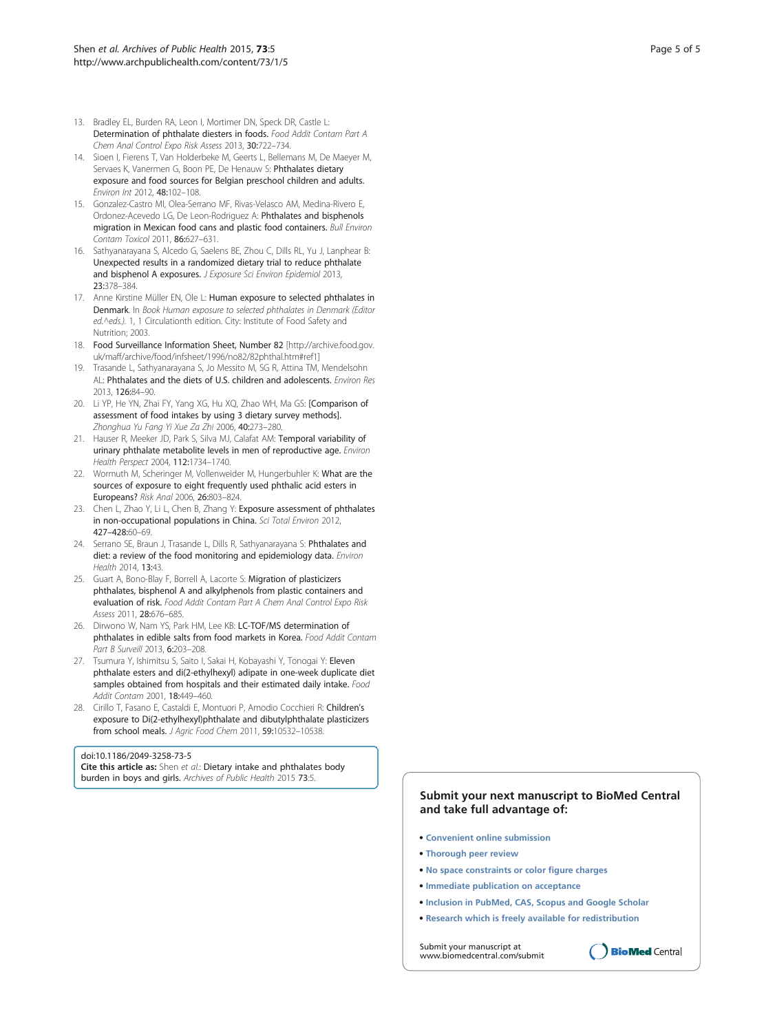13. Bradley EL, Burden RA, Leon I, Mortimer DN, Speck DR, Castle L: **Determination of phthalate diesters in foods.** *Food Addit Contam Part A Chem Anal Control Expo Risk Assess* 2013, **30:**722–734.
14. Sioen I, Fierens T, Van Holderbeke M, Geerts L, Bellemans M, De Maeyer M, Servaes K, Vanermen G, Boon PE, De Henauw S: **Phthalates dietary exposure and food sources for Belgian preschool children and adults.** *Environ Int* 2012, **48:**102–108.
15. Gonzalez-Castro MI, Olea-Serrano MF, Rivas-Velasco AM, Medina-Rivero E, Ordonez-Acevedo LG, De Leon-Rodriguez A: **Phthalates and bisphenols migration in Mexican food cans and plastic food containers.** *Bull Environ Contam Toxicol* 2011, **86:**627–631.
16. Sathyanarayana S, Alcedo G, Saelens BE, Zhou C, Dills RL, Yu J, Lanphear B: **Unexpected results in a randomized dietary trial to reduce phthalate and bisphenol A exposures.** *J Exposure Sci Environ Epidemiol* 2013, **23:**378–384.
17. Anne Kirstine Müller EN, Ole L: **Human exposure to selected phthalates in Denmark.** In *Book Human exposure to selected phthalates in Denmark (Editor ed.^eds.).* 1, 1 Circulationth edition. City: Institute of Food Safety and Nutrition; 2003.
18. **Food Surveillance Information Sheet, Number 82** [http://archive.food.gov.uk/maff/archive/food/infsheet/1996/no82/82phthal.htm#ref1]
19. Trasande L, Sathyanarayana S, Jo Messito M, SG R, Attina TM, Mendelsohn AL: **Phthalates and the diets of U.S. children and adolescents.** *Environ Res* 2013, **126:**84–90.
20. Li YP, He YN, Zhai FY, Yang XG, Hu XQ, Zhao WH, Ma GS: **[Comparison of assessment of food intakes by using 3 dietary survey methods].** *Zhonghua Yu Fang Yi Xue Za Zhi* 2006, **40:**273–280.
21. Hauser R, Meeker JD, Park S, Silva MJ, Calafat AM: **Temporal variability of urinary phthalate metabolite levels in men of reproductive age.** *Environ Health Perspect* 2004, **112:**1734–1740.
22. Wormuth M, Scheringer M, Vollenweider M, Hungerbuhler K: **What are the sources of exposure to eight frequently used phthalic acid esters in Europeans?** *Risk Anal* 2006, **26:**803–824.
23. Chen L, Zhao Y, Li L, Chen B, Zhang Y: **Exposure assessment of phthalates in non-occupational populations in China.** *Sci Total Environ* 2012, **427–428:**60–69.
24. Serrano SE, Braun J, Trasande L, Dills R, Sathyanarayana S: **Phthalates and diet: a review of the food monitoring and epidemiology data.** *Environ Health* 2014, **13:**43.
25. Guart A, Bono-Blay F, Borrell A, Lacorte S: **Migration of plasticizers phthalates, bisphenol A and alkylphenols from plastic containers and evaluation of risk.** *Food Addit Contam Part A Chem Anal Control Expo Risk Assess* 2011, **28:**676–685.
26. Dirwono W, Nam YS, Park HM, Lee KB: **LC-TOF/MS determination of phthalates in edible salts from food markets in Korea.** *Food Addit Contam Part B Surveill* 2013, **6:**203–208.
27. Tsumura Y, Ishimitsu S, Saito I, Sakai H, Kobayashi Y, Tonogai Y: **Eleven phthalate esters and di(2-ethylhexyl) adipate in one-week duplicate diet samples obtained from hospitals and their estimated daily intake.** *Food Addit Contam* 2001, **18:**449–460.
28. Cirillo T, Fasano E, Castaldi E, Montuori P, Amodio Cocchieri R: **Children's exposure to Di(2-ethylhexyl)phthalate and dibutylphthalate plasticizers from school meals.** *J Agric Food Chem* 2011, **59:**10532–10538.

doi:10.1186/2049-3258-73-5
**Cite this article as:** Shen *et al.*: Dietary intake and phthalates body burden in boys and girls. *Archives of Public Health* 2015 **73**:5.

**Submit your next manuscript to BioMed Central and take full advantage of:**

- **Convenient online submission**
- **Thorough peer review**
- **No space constraints or color figure charges**
- **Immediate publication on acceptance**
- **Inclusion in PubMed, CAS, Scopus and Google Scholar**
- **Research which is freely available for redistribution**

Submit your manuscript at
www.biomedcentral.com/submit

BioMed Central